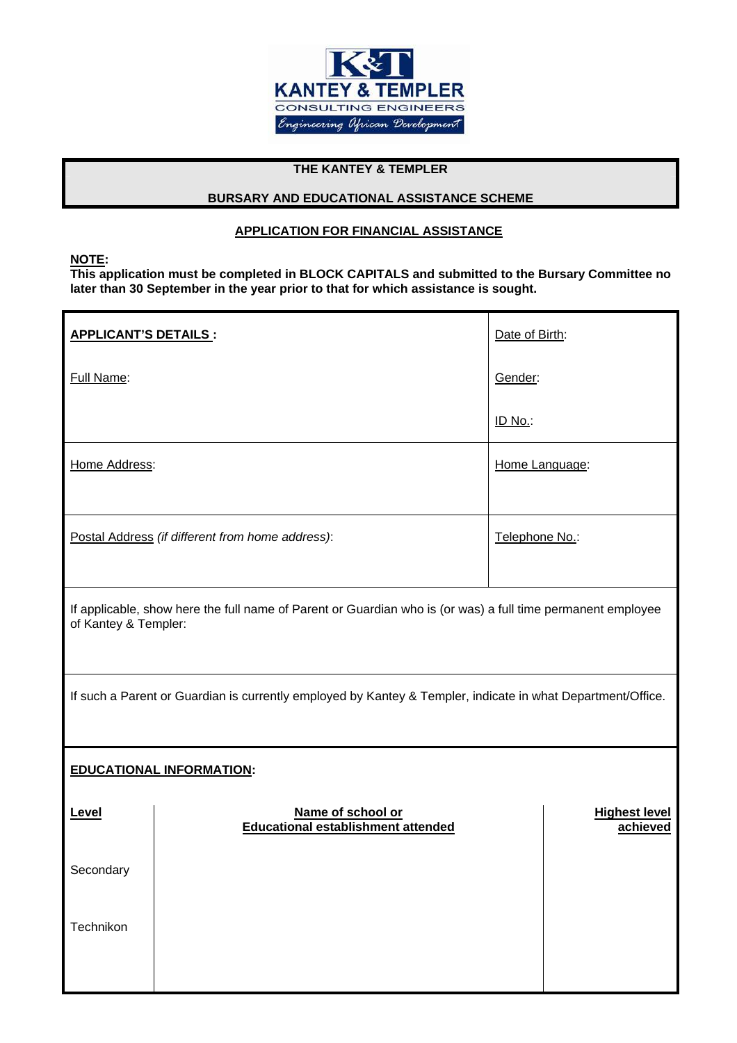KANTEY & TEMPLER
CONSULTING ENGINEERS
Engineering African Development

**THE KANTEY & TEMPLER**

**BURSARY AND EDUCATIONAL ASSISTANCE SCHEME**

**APPLICATION FOR FINANCIAL ASSISTANCE**

**NOTE:**
**This application must be completed in BLOCK CAPITALS and submitted to the Bursary Committee no later than 30 September in the year prior to that for which assistance is sought.**

| | |
|---|---|
| **APPLICANT'S DETAILS :** | Date of Birth: |
| Full Name: | Gender: |
| | ID No.: |
| Home Address: | Home Language: |
| Postal Address *(if different from home address)*: | Telephone No.: |

If applicable, show here the full name of Parent or Guardian who is (or was) a full time permanent employee of Kantey & Templer:

If such a Parent or Guardian is currently employed by Kantey & Templer, indicate in what Department/Office.

**EDUCATIONAL INFORMATION:**

| **Level** | **Name of school or Educational establishment attended** | **Highest level achieved** |
|---|---|---|
| Secondary | | |
| Technikon | | |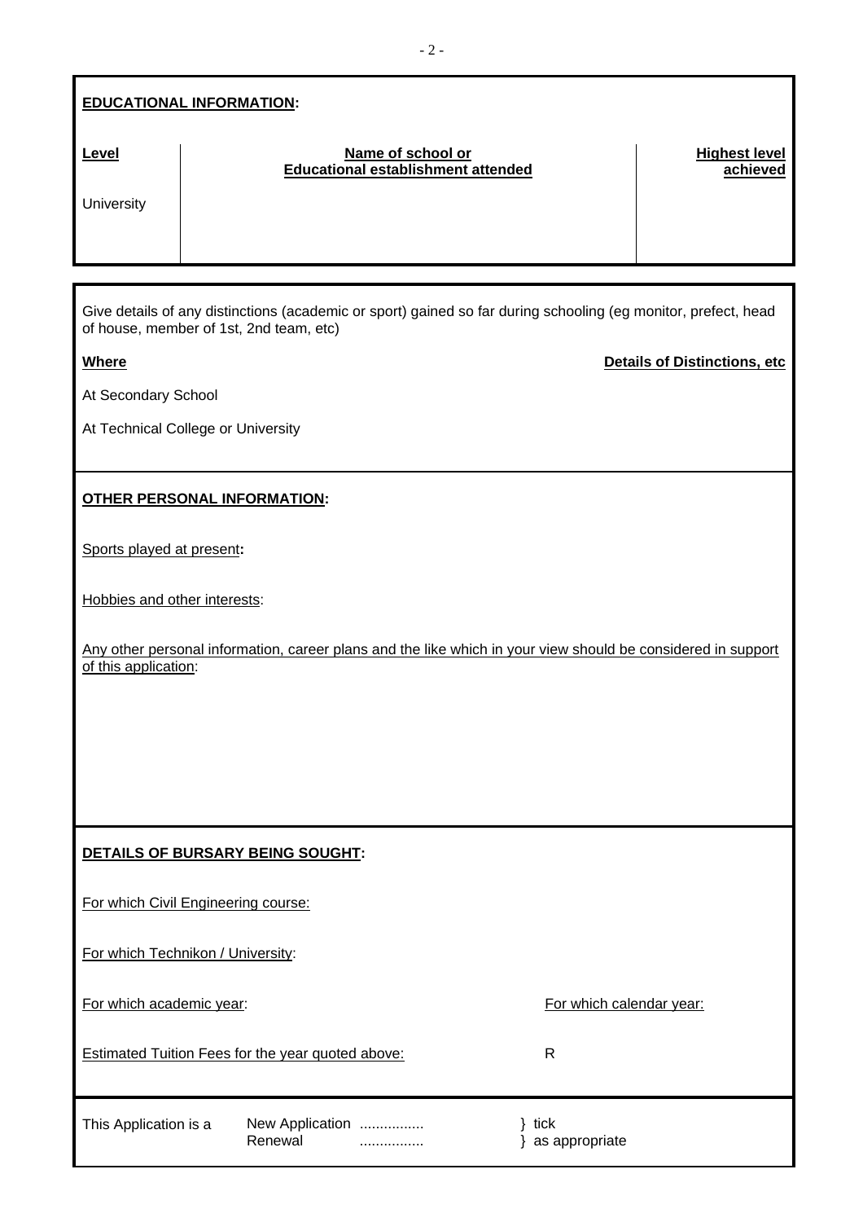**EDUCATIONAL INFORMATION:**

| **Level** | **Name of school or Educational establishment attended** | **Highest level achieved** |
|---|---|---|
| University | | |

Give details of any distinctions (academic or sport) gained so far during schooling (eg monitor, prefect, head of house, member of 1st, 2nd team, etc)

| **Where** | **Details of Distinctions, etc** |
|---|---|
| At Secondary School | |
| At Technical College or University | |

**OTHER PERSONAL INFORMATION:**

Sports played at present**:**

Hobbies and other interests:

Any other personal information, career plans and the like which in your view should be considered in support of this application:

**DETAILS OF BURSARY BEING SOUGHT:**

For which Civil Engineering course:

For which Technikon / University:

For which academic year: For which calendar year:

Estimated Tuition Fees for the year quoted above: R

This Application is a New Application ................ } tick
Renewal ................ } as appropriate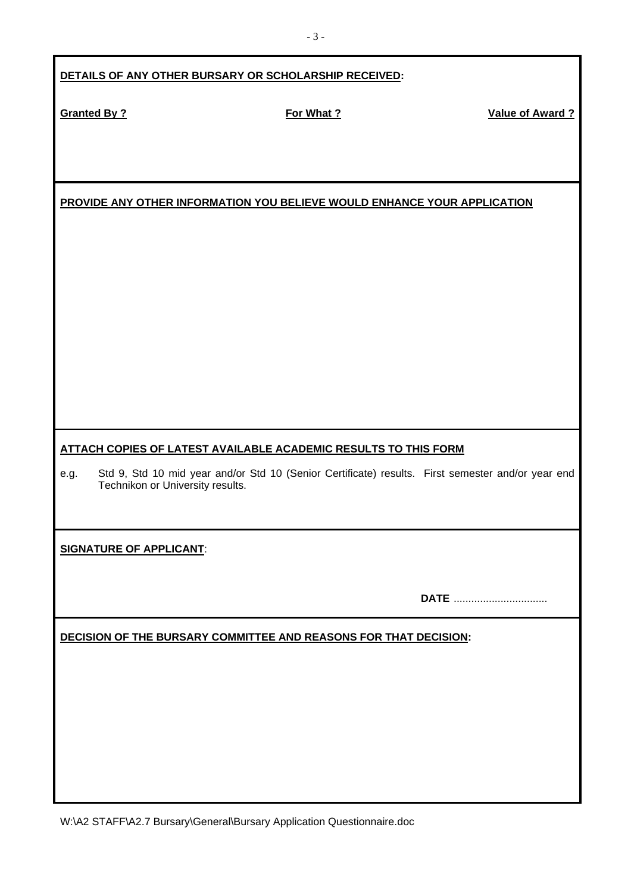**DETAILS OF ANY OTHER BURSARY OR SCHOLARSHIP RECEIVED:**

| Granted By ? | For What ? | Value of Award ? |
|---|---|---|
| | | |

**PROVIDE ANY OTHER INFORMATION YOU BELIEVE WOULD ENHANCE YOUR APPLICATION**

**ATTACH COPIES OF LATEST AVAILABLE ACADEMIC RESULTS TO THIS FORM**

e.g. Std 9, Std 10 mid year and/or Std 10 (Senior Certificate) results. First semester and/or year end Technikon or University results.

**SIGNATURE OF APPLICANT**:

**DATE** ................................

**DECISION OF THE BURSARY COMMITTEE AND REASONS FOR THAT DECISION:**

W:\A2 STAFF\A2.7 Bursary\General\Bursary Application Questionnaire.doc